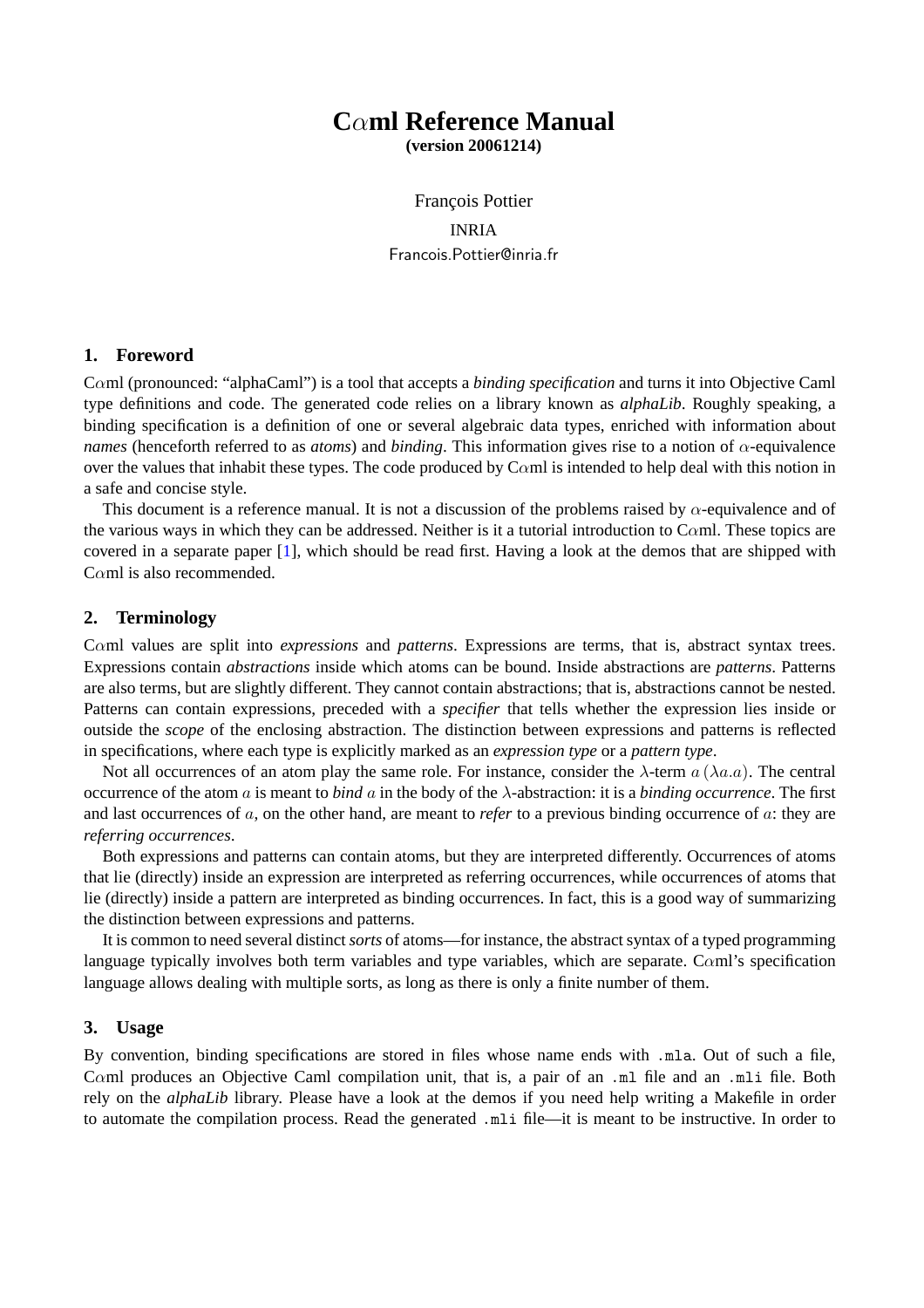# C$\alpha$ml Reference Manual

**(version 20061214)**

François Pottier

INRIA

Francois.Pottier@inria.fr

## 1. Foreword

C$\alpha$ml (pronounced: "alphaCaml") is a tool that accepts a *binding specification* and turns it into Objective Caml type definitions and code. The generated code relies on a library known as *alphaLib*. Roughly speaking, a binding specification is a definition of one or several algebraic data types, enriched with information about *names* (henceforth referred to as *atoms*) and *binding*. This information gives rise to a notion of $\alpha$-equivalence over the values that inhabit these types. The code produced by C$\alpha$ml is intended to help deal with this notion in a safe and concise style.

This document is a reference manual. It is not a discussion of the problems raised by $\alpha$-equivalence and of the various ways in which they can be addressed. Neither is it a tutorial introduction to C$\alpha$ml. These topics are covered in a separate paper [1], which should be read first. Having a look at the demos that are shipped with C$\alpha$ml is also recommended.

## 2. Terminology

C$\alpha$ml values are split into *expressions* and *patterns*. Expressions are terms, that is, abstract syntax trees. Expressions contain *abstractions* inside which atoms can be bound. Inside abstractions are *patterns*. Patterns are also terms, but are slightly different. They cannot contain abstractions; that is, abstractions cannot be nested. Patterns can contain expressions, preceded with a *specifier* that tells whether the expression lies inside or outside the *scope* of the enclosing abstraction. The distinction between expressions and patterns is reflected in specifications, where each type is explicitly marked as an *expression type* or a *pattern type*.

Not all occurrences of an atom play the same role. For instance, consider the $\lambda$-term $a\,(\lambda a.a)$. The central occurrence of the atom $a$ is meant to *bind* $a$ in the body of the $\lambda$-abstraction: it is a *binding occurrence*. The first and last occurrences of $a$, on the other hand, are meant to *refer* to a previous binding occurrence of $a$: they are *referring occurrences*.

Both expressions and patterns can contain atoms, but they are interpreted differently. Occurrences of atoms that lie (directly) inside an expression are interpreted as referring occurrences, while occurrences of atoms that lie (directly) inside a pattern are interpreted as binding occurrences. In fact, this is a good way of summarizing the distinction between expressions and patterns.

It is common to need several distinct *sorts* of atoms—for instance, the abstract syntax of a typed programming language typically involves both term variables and type variables, which are separate. C$\alpha$ml's specification language allows dealing with multiple sorts, as long as there is only a finite number of them.

## 3. Usage

By convention, binding specifications are stored in files whose name ends with `.mla`. Out of such a file, C$\alpha$ml produces an Objective Caml compilation unit, that is, a pair of an `.ml` file and an `.mli` file. Both rely on the *alphaLib* library. Please have a look at the demos if you need help writing a Makefile in order to automate the compilation process. Read the generated `.mli` file—it is meant to be instructive. In order to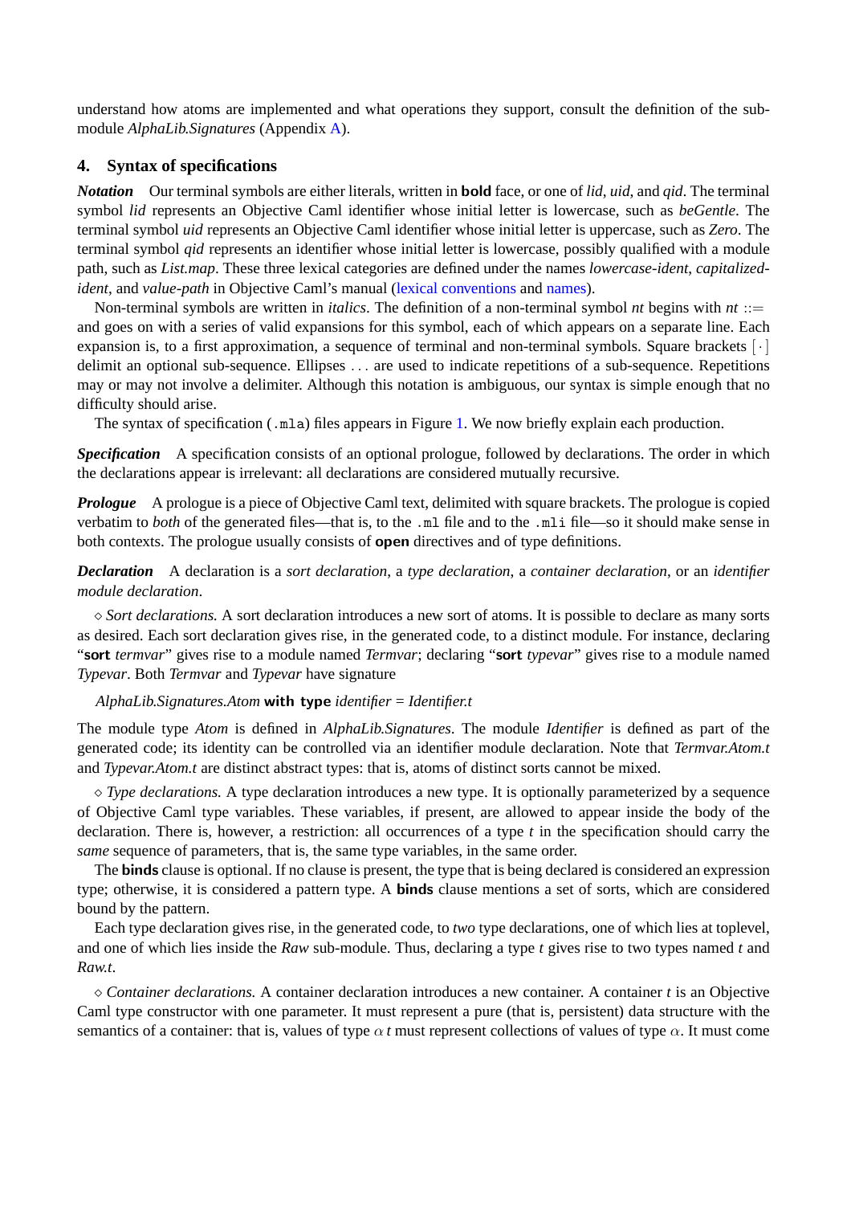understand how atoms are implemented and what operations they support, consult the definition of the sub-module *AlphaLib.Signatures* (Appendix A).

## 4. Syntax of specifications

***Notation*** Our terminal symbols are either literals, written in **bold** face, or one of *lid*, *uid*, and *qid*. The terminal symbol *lid* represents an Objective Caml identifier whose initial letter is lowercase, such as *beGentle*. The terminal symbol *uid* represents an Objective Caml identifier whose initial letter is uppercase, such as *Zero*. The terminal symbol *qid* represents an identifier whose initial letter is lowercase, possibly qualified with a module path, such as *List.map*. These three lexical categories are defined under the names *lowercase-ident*, *capitalized-ident*, and *value-path* in Objective Caml's manual (lexical conventions and names).

Non-terminal symbols are written in *italics*. The definition of a non-terminal symbol *nt* begins with *nt* ::= and goes on with a series of valid expansions for this symbol, each of which appears on a separate line. Each expansion is, to a first approximation, a sequence of terminal and non-terminal symbols. Square brackets $[\cdot]$ delimit an optional sub-sequence. Ellipses ... are used to indicate repetitions of a sub-sequence. Repetitions may or may not involve a delimiter. Although this notation is ambiguous, our syntax is simple enough that no difficulty should arise.

The syntax of specification (`.mla`) files appears in Figure 1. We now briefly explain each production.

***Specification*** A specification consists of an optional prologue, followed by declarations. The order in which the declarations appear is irrelevant: all declarations are considered mutually recursive.

***Prologue*** A prologue is a piece of Objective Caml text, delimited with square brackets. The prologue is copied verbatim to *both* of the generated files—that is, to the `.ml` file and to the `.mli` file—so it should make sense in both contexts. The prologue usually consists of **open** directives and of type definitions.

***Declaration*** A declaration is a *sort declaration*, a *type declaration*, a *container declaration*, or an *identifier module declaration*.

⋄ *Sort declarations.* A sort declaration introduces a new sort of atoms. It is possible to declare as many sorts as desired. Each sort declaration gives rise, in the generated code, to a distinct module. For instance, declaring "**sort** *termvar*" gives rise to a module named *Termvar*; declaring "**sort** *typevar*" gives rise to a module named *Typevar*. Both *Termvar* and *Typevar* have signature

*AlphaLib.Signatures.Atom* **with type** *identifier* = *Identifier.t*

The module type *Atom* is defined in *AlphaLib.Signatures*. The module *Identifier* is defined as part of the generated code; its identity can be controlled via an identifier module declaration. Note that *Termvar.Atom.t* and *Typevar.Atom.t* are distinct abstract types: that is, atoms of distinct sorts cannot be mixed.

⋄ *Type declarations.* A type declaration introduces a new type. It is optionally parameterized by a sequence of Objective Caml type variables. These variables, if present, are allowed to appear inside the body of the declaration. There is, however, a restriction: all occurrences of a type *t* in the specification should carry the *same* sequence of parameters, that is, the same type variables, in the same order.

The **binds** clause is optional. If no clause is present, the type that is being declared is considered an expression type; otherwise, it is considered a pattern type. A **binds** clause mentions a set of sorts, which are considered bound by the pattern.

Each type declaration gives rise, in the generated code, to *two* type declarations, one of which lies at toplevel, and one of which lies inside the *Raw* sub-module. Thus, declaring a type *t* gives rise to two types named *t* and *Raw.t*.

⋄ *Container declarations.* A container declaration introduces a new container. A container *t* is an Objective Caml type constructor with one parameter. It must represent a pure (that is, persistent) data structure with the semantics of a container: that is, values of type $\alpha\, t$ must represent collections of values of type $\alpha$. It must come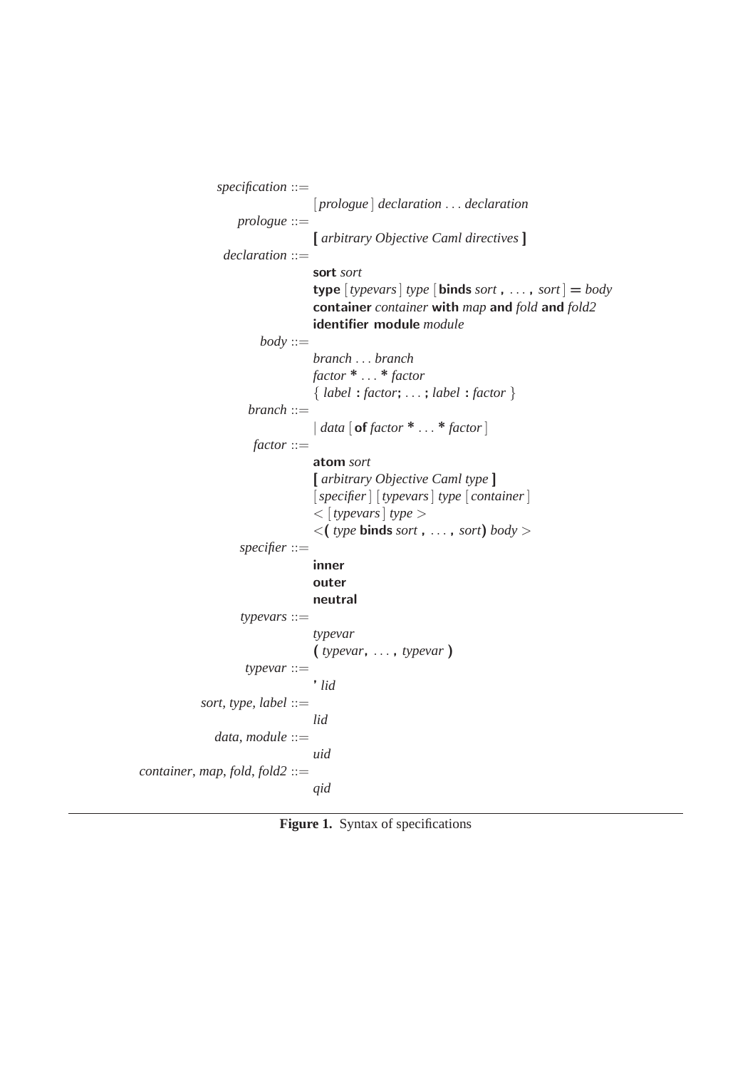```
specification ::=
        [prologue] declaration ... declaration
prologue ::=
        [ arbitrary Objective Caml directives ]
declaration ::=
        sort sort
        type [typevars] type [binds sort , ... , sort] = body
        container container with map and fold and fold2
        identifier module module
body ::=
        branch ... branch
        factor * ... * factor
        { label : factor; ... ; label : factor }
branch ::=
        | data [of factor * ... * factor]
factor ::=
        atom sort
        [ arbitrary Objective Caml type ]
        [specifier] [typevars] type [container]
        < [typevars] type >
        <( type binds sort , ... , sort) body >
specifier ::=
        inner
        outer
        neutral
typevars ::=
        typevar
        ( typevar, ... , typevar )
typevar ::=
        ' lid
sort, type, label ::=
        lid
data, module ::=
        uid
container, map, fold, fold2 ::=
        qid
```

**Figure 1.** Syntax of specifications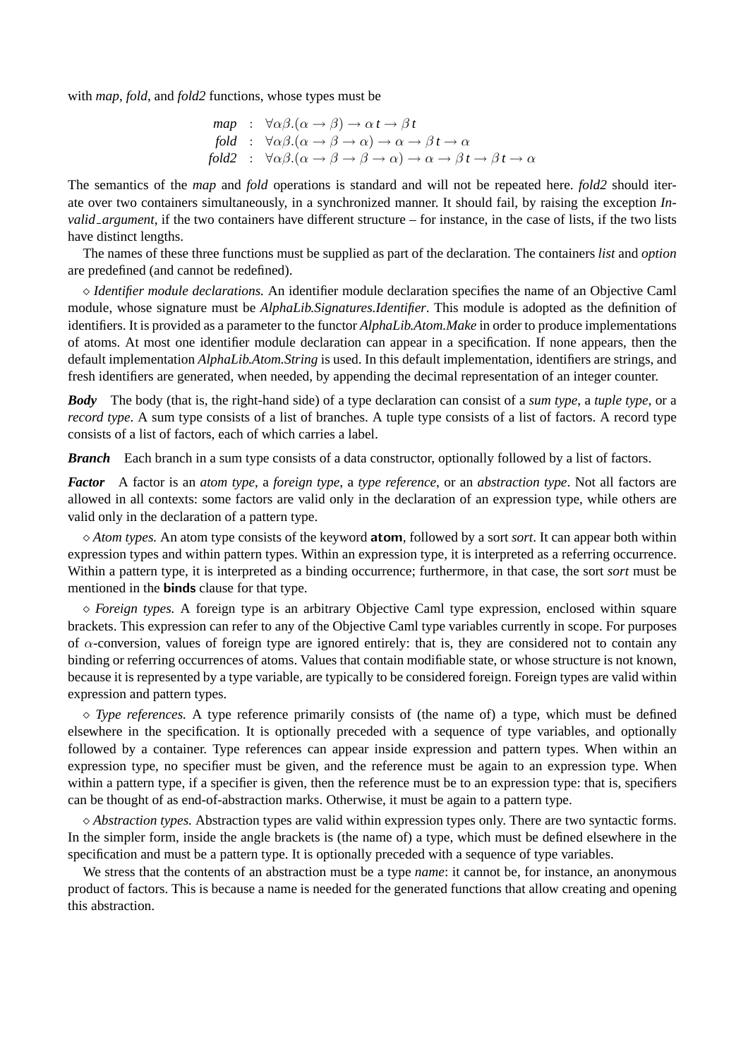with *map*, *fold*, and *fold2* functions, whose types must be

$$
\begin{aligned}
\mathit{map} &: \forall\alpha\beta.(\alpha \to \beta) \to \alpha\, t \to \beta\, t \\
\mathit{fold} &: \forall\alpha\beta.(\alpha \to \beta \to \alpha) \to \alpha \to \beta\, t \to \alpha \\
\mathit{fold2} &: \forall\alpha\beta.(\alpha \to \beta \to \beta \to \alpha) \to \alpha \to \beta\, t \to \beta\, t \to \alpha
\end{aligned}
$$

The semantics of the *map* and *fold* operations is standard and will not be repeated here. *fold2* should iterate over two containers simultaneously, in a synchronized manner. It should fail, by raising the exception *Invalid_argument*, if the two containers have different structure – for instance, in the case of lists, if the two lists have distinct lengths.

The names of these three functions must be supplied as part of the declaration. The containers *list* and *option* are predefined (and cannot be redefined).

⋄ *Identifier module declarations.* An identifier module declaration specifies the name of an Objective Caml module, whose signature must be *AlphaLib.Signatures.Identifier*. This module is adopted as the definition of identifiers. It is provided as a parameter to the functor *AlphaLib.Atom.Make* in order to produce implementations of atoms. At most one identifier module declaration can appear in a specification. If none appears, then the default implementation *AlphaLib.Atom.String* is used. In this default implementation, identifiers are strings, and fresh identifiers are generated, when needed, by appending the decimal representation of an integer counter.

***Body*** The body (that is, the right-hand side) of a type declaration can consist of a *sum type*, a *tuple type*, or a *record type*. A sum type consists of a list of branches. A tuple type consists of a list of factors. A record type consists of a list of factors, each of which carries a label.

***Branch*** Each branch in a sum type consists of a data constructor, optionally followed by a list of factors.

***Factor*** A factor is an *atom type*, a *foreign type*, a *type reference*, or an *abstraction type*. Not all factors are allowed in all contexts: some factors are valid only in the declaration of an expression type, while others are valid only in the declaration of a pattern type.

⋄ *Atom types.* An atom type consists of the keyword **atom**, followed by a sort *sort*. It can appear both within expression types and within pattern types. Within an expression type, it is interpreted as a referring occurrence. Within a pattern type, it is interpreted as a binding occurrence; furthermore, in that case, the sort *sort* must be mentioned in the **binds** clause for that type.

⋄ *Foreign types.* A foreign type is an arbitrary Objective Caml type expression, enclosed within square brackets. This expression can refer to any of the Objective Caml type variables currently in scope. For purposes of $\alpha$-conversion, values of foreign type are ignored entirely: that is, they are considered not to contain any binding or referring occurrences of atoms. Values that contain modifiable state, or whose structure is not known, because it is represented by a type variable, are typically to be considered foreign. Foreign types are valid within expression and pattern types.

⋄ *Type references.* A type reference primarily consists of (the name of) a type, which must be defined elsewhere in the specification. It is optionally preceded with a sequence of type variables, and optionally followed by a container. Type references can appear inside expression and pattern types. When within an expression type, no specifier must be given, and the reference must be again to an expression type. When within a pattern type, if a specifier is given, then the reference must be to an expression type: that is, specifiers can be thought of as end-of-abstraction marks. Otherwise, it must be again to a pattern type.

⋄ *Abstraction types.* Abstraction types are valid within expression types only. There are two syntactic forms. In the simpler form, inside the angle brackets is (the name of) a type, which must be defined elsewhere in the specification and must be a pattern type. It is optionally preceded with a sequence of type variables.

We stress that the contents of an abstraction must be a type *name*: it cannot be, for instance, an anonymous product of factors. This is because a name is needed for the generated functions that allow creating and opening this abstraction.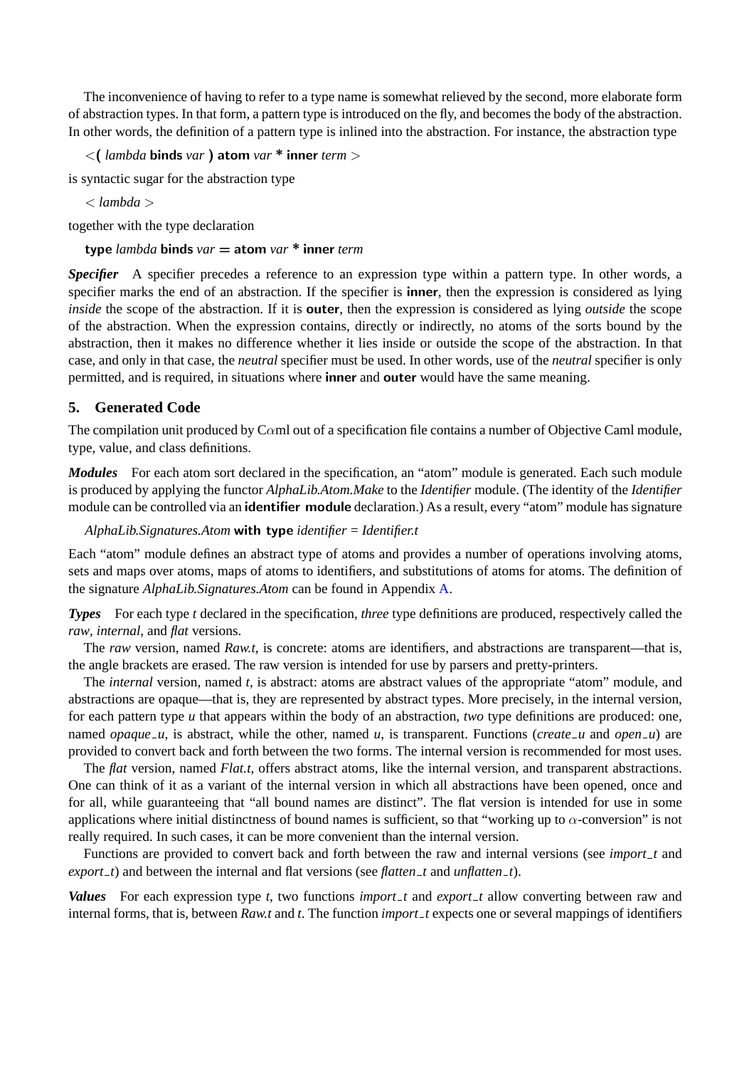The inconvenience of having to refer to a type name is somewhat relieved by the second, more elaborate form of abstraction types. In that form, a pattern type is introduced on the fly, and becomes the body of the abstraction. In other words, the definition of a pattern type is inlined into the abstraction. For instance, the abstraction type

< ( *lambda* **binds** *var* ) **atom** *var* * **inner** *term* >

is syntactic sugar for the abstraction type

< *lambda* >

together with the type declaration

**type** *lambda* **binds** *var* = **atom** *var* * **inner** *term*

***Specifier*** A specifier precedes a reference to an expression type within a pattern type. In other words, a specifier marks the end of an abstraction. If the specifier is **inner**, then the expression is considered as lying *inside* the scope of the abstraction. If it is **outer**, then the expression is considered as lying *outside* the scope of the abstraction. When the expression contains, directly or indirectly, no atoms of the sorts bound by the abstraction, then it makes no difference whether it lies inside or outside the scope of the abstraction. In that case, and only in that case, the *neutral* specifier must be used. In other words, use of the *neutral* specifier is only permitted, and is required, in situations where **inner** and **outer** would have the same meaning.

## 5. Generated Code

The compilation unit produced by C$\alpha$ml out of a specification file contains a number of Objective Caml module, type, value, and class definitions.

***Modules*** For each atom sort declared in the specification, an "atom" module is generated. Each such module is produced by applying the functor *AlphaLib.Atom.Make* to the *Identifier* module. (The identity of the *Identifier* module can be controlled via an **identifier module** declaration.) As a result, every "atom" module has signature

*AlphaLib.Signatures.Atom* **with type** *identifier* = *Identifier.t*

Each "atom" module defines an abstract type of atoms and provides a number of operations involving atoms, sets and maps over atoms, maps of atoms to identifiers, and substitutions of atoms for atoms. The definition of the signature *AlphaLib.Signatures.Atom* can be found in Appendix A.

***Types*** For each type *t* declared in the specification, *three* type definitions are produced, respectively called the *raw*, *internal*, and *flat* versions.

The *raw* version, named *Raw.t*, is concrete: atoms are identifiers, and abstractions are transparent—that is, the angle brackets are erased. The raw version is intended for use by parsers and pretty-printers.

The *internal* version, named *t*, is abstract: atoms are abstract values of the appropriate "atom" module, and abstractions are opaque—that is, they are represented by abstract types. More precisely, in the internal version, for each pattern type *u* that appears within the body of an abstraction, *two* type definitions are produced: one, named *opaque_u*, is abstract, while the other, named *u*, is transparent. Functions (*create_u* and *open_u*) are provided to convert back and forth between the two forms. The internal version is recommended for most uses.

The *flat* version, named *Flat.t*, offers abstract atoms, like the internal version, and transparent abstractions. One can think of it as a variant of the internal version in which all abstractions have been opened, once and for all, while guaranteeing that "all bound names are distinct". The flat version is intended for use in some applications where initial distinctness of bound names is sufficient, so that "working up to $\alpha$-conversion" is not really required. In such cases, it can be more convenient than the internal version.

Functions are provided to convert back and forth between the raw and internal versions (see *import_t* and *export_t*) and between the internal and flat versions (see *flatten_t* and *unflatten_t*).

***Values*** For each expression type *t*, two functions *import_t* and *export_t* allow converting between raw and internal forms, that is, between *Raw.t* and *t*. The function *import_t* expects one or several mappings of identifiers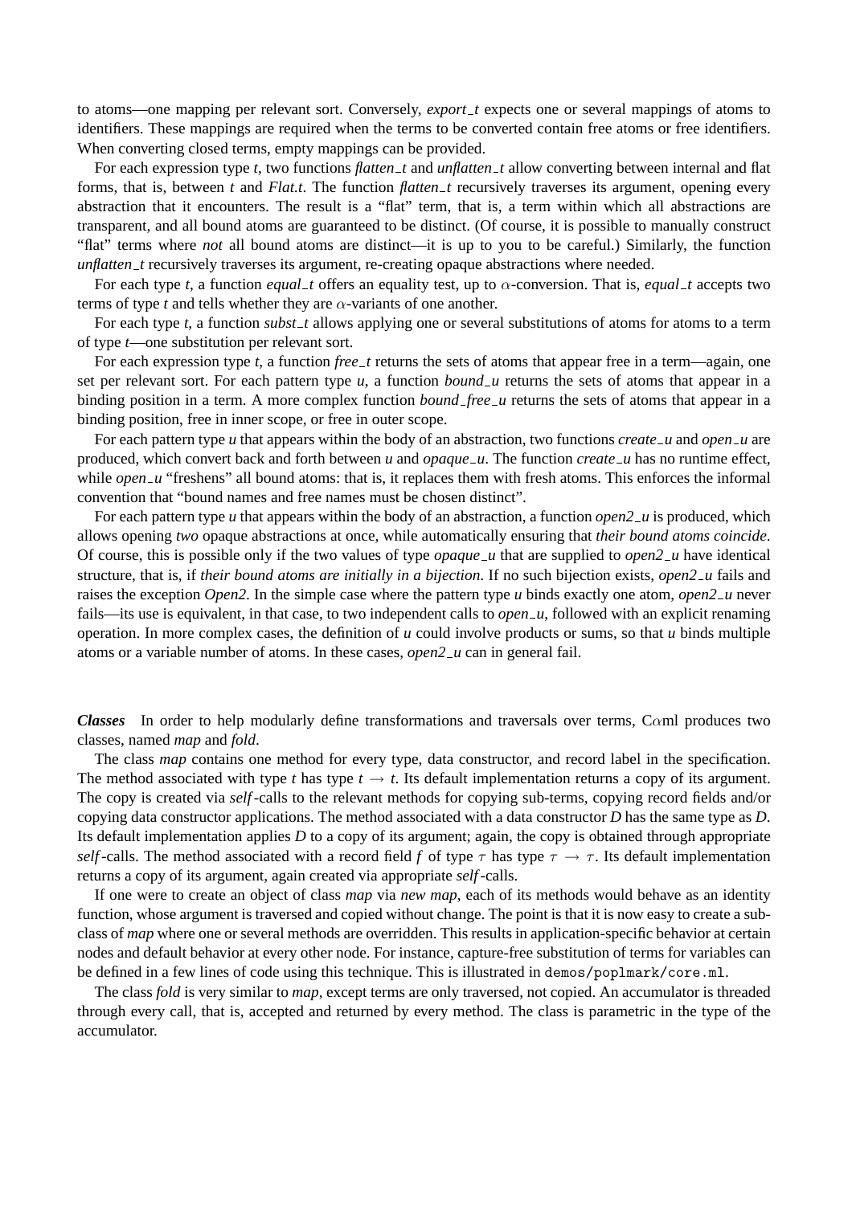to atoms—one mapping per relevant sort. Conversely, *export_t* expects one or several mappings of atoms to identifiers. These mappings are required when the terms to be converted contain free atoms or free identifiers. When converting closed terms, empty mappings can be provided.

For each expression type *t*, two functions *flatten_t* and *unflatten_t* allow converting between internal and flat forms, that is, between *t* and *Flat.t*. The function *flatten_t* recursively traverses its argument, opening every abstraction that it encounters. The result is a "flat" term, that is, a term within which all abstractions are transparent, and all bound atoms are guaranteed to be distinct. (Of course, it is possible to manually construct "flat" terms where *not* all bound atoms are distinct—it is up to you to be careful.) Similarly, the function *unflatten_t* recursively traverses its argument, re-creating opaque abstractions where needed.

For each type *t*, a function *equal_t* offers an equality test, up to $\alpha$-conversion. That is, *equal_t* accepts two terms of type *t* and tells whether they are $\alpha$-variants of one another.

For each type *t*, a function *subst_t* allows applying one or several substitutions of atoms for atoms to a term of type *t*—one substitution per relevant sort.

For each expression type *t*, a function *free_t* returns the sets of atoms that appear free in a term—again, one set per relevant sort. For each pattern type *u*, a function *bound_u* returns the sets of atoms that appear in a binding position in a term. A more complex function *bound_free_u* returns the sets of atoms that appear in a binding position, free in inner scope, or free in outer scope.

For each pattern type *u* that appears within the body of an abstraction, two functions *create_u* and *open_u* are produced, which convert back and forth between *u* and *opaque_u*. The function *create_u* has no runtime effect, while *open_u* "freshens" all bound atoms: that is, it replaces them with fresh atoms. This enforces the informal convention that "bound names and free names must be chosen distinct".

For each pattern type *u* that appears within the body of an abstraction, a function *open2_u* is produced, which allows opening *two* opaque abstractions at once, while automatically ensuring that *their bound atoms coincide*. Of course, this is possible only if the two values of type *opaque_u* that are supplied to *open2_u* have identical structure, that is, if *their bound atoms are initially in a bijection*. If no such bijection exists, *open2_u* fails and raises the exception *Open2*. In the simple case where the pattern type *u* binds exactly one atom, *open2_u* never fails—its use is equivalent, in that case, to two independent calls to *open_u*, followed with an explicit renaming operation. In more complex cases, the definition of *u* could involve products or sums, so that *u* binds multiple atoms or a variable number of atoms. In these cases, *open2_u* can in general fail.

***Classes*** In order to help modularly define transformations and traversals over terms, C$\alpha$ml produces two classes, named *map* and *fold*.

The class *map* contains one method for every type, data constructor, and record label in the specification. The method associated with type *t* has type $t \rightarrow t$. Its default implementation returns a copy of its argument. The copy is created via *self*-calls to the relevant methods for copying sub-terms, copying record fields and/or copying data constructor applications. The method associated with a data constructor *D* has the same type as *D*. Its default implementation applies *D* to a copy of its argument; again, the copy is obtained through appropriate *self*-calls. The method associated with a record field *f* of type $\tau$ has type $\tau \rightarrow \tau$. Its default implementation returns a copy of its argument, again created via appropriate *self*-calls.

If one were to create an object of class *map* via *new map*, each of its methods would behave as an identity function, whose argument is traversed and copied without change. The point is that it is now easy to create a subclass of *map* where one or several methods are overridden. This results in application-specific behavior at certain nodes and default behavior at every other node. For instance, capture-free substitution of terms for variables can be defined in a few lines of code using this technique. This is illustrated in `demos/poplmark/core.ml`.

The class *fold* is very similar to *map*, except terms are only traversed, not copied. An accumulator is threaded through every call, that is, accepted and returned by every method. The class is parametric in the type of the accumulator.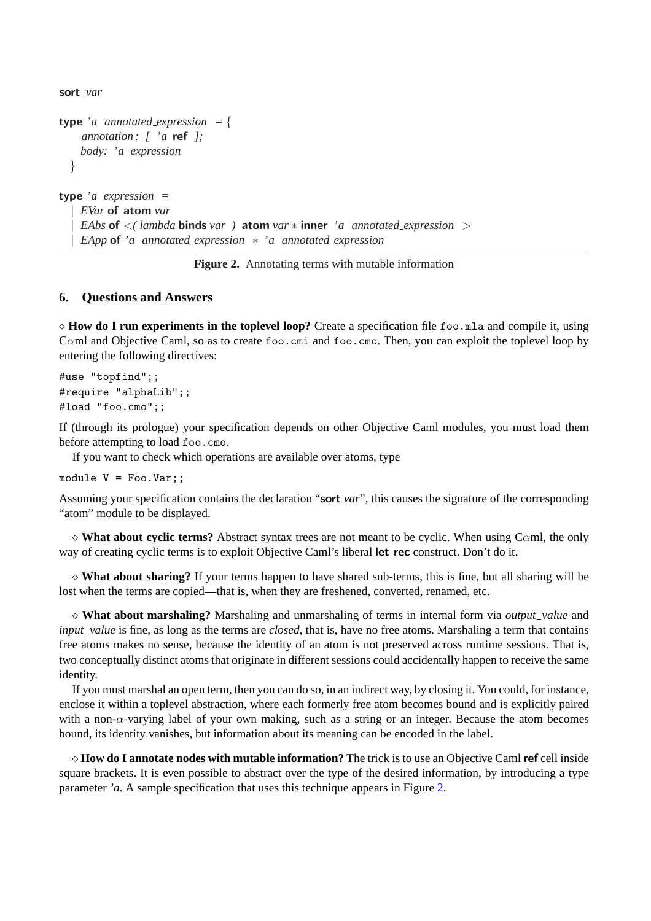```
sort var

type 'a annotated_expression = {
    annotation : [ 'a ref ];
    body: 'a expression
  }

type 'a expression =
  | EVar of atom var
  | EAbs of <( lambda binds var ) atom var * inner 'a annotated_expression >
  | EApp of 'a annotated_expression * 'a annotated_expression
```

**Figure 2.** Annotating terms with mutable information

## 6. Questions and Answers

◇ **How do I run experiments in the toplevel loop?** Create a specification file `foo.mla` and compile it, using C$\alpha$ml and Objective Caml, so as to create `foo.cmi` and `foo.cmo`. Then, you can exploit the toplevel loop by entering the following directives:

```
#use "topfind";;
#require "alphaLib";;
#load "foo.cmo";;
```

If (through its prologue) your specification depends on other Objective Caml modules, you must load them before attempting to load `foo.cmo`.

If you want to check which operations are available over atoms, type

```
module V = Foo.Var;;
```

Assuming your specification contains the declaration "**sort** *var*", this causes the signature of the corresponding "atom" module to be displayed.

◇ **What about cyclic terms?** Abstract syntax trees are not meant to be cyclic. When using C$\alpha$ml, the only way of creating cyclic terms is to exploit Objective Caml's liberal **let rec** construct. Don't do it.

◇ **What about sharing?** If your terms happen to have shared sub-terms, this is fine, but all sharing will be lost when the terms are copied—that is, when they are freshened, converted, renamed, etc.

◇ **What about marshaling?** Marshaling and unmarshaling of terms in internal form via *output_value* and *input_value* is fine, as long as the terms are *closed*, that is, have no free atoms. Marshaling a term that contains free atoms makes no sense, because the identity of an atom is not preserved across runtime sessions. That is, two conceptually distinct atoms that originate in different sessions could accidentally happen to receive the same identity.

If you must marshal an open term, then you can do so, in an indirect way, by closing it. You could, for instance, enclose it within a toplevel abstraction, where each formerly free atom becomes bound and is explicitly paired with a non-$\alpha$-varying label of your own making, such as a string or an integer. Because the atom becomes bound, its identity vanishes, but information about its meaning can be encoded in the label.

◇ **How do I annotate nodes with mutable information?** The trick is to use an Objective Caml **ref** cell inside square brackets. It is even possible to abstract over the type of the desired information, by introducing a type parameter *'a*. A sample specification that uses this technique appears in Figure 2.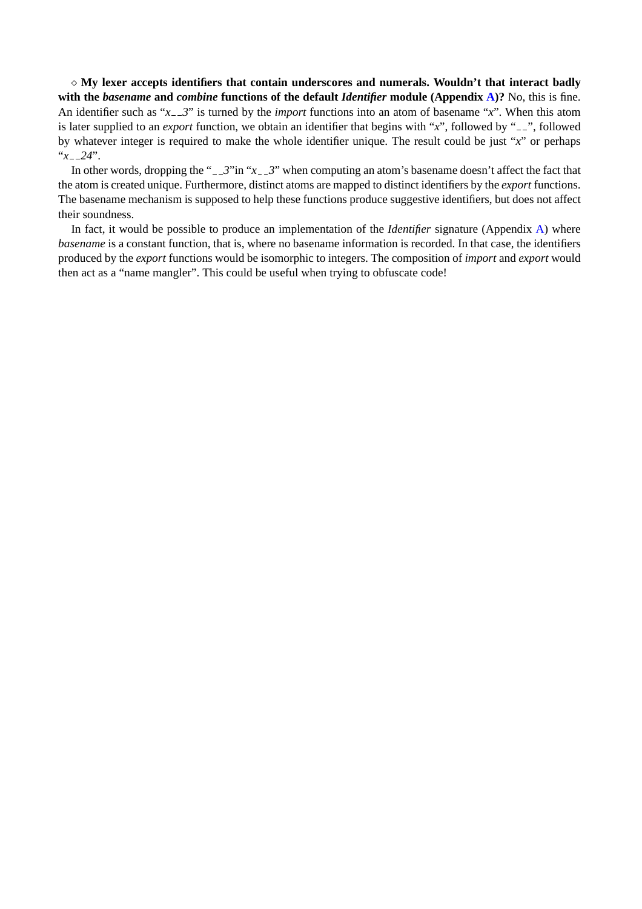◇ **My lexer accepts identifiers that contain underscores and numerals. Wouldn't that interact badly with the *basename* and *combine* functions of the default *Identifier* module (Appendix A)?** No, this is fine. An identifier such as "*x__3*" is turned by the *import* functions into an atom of basename "*x*". When this atom is later supplied to an *export* function, we obtain an identifier that begins with "*x*", followed by "__", followed by whatever integer is required to make the whole identifier unique. The result could be just "*x*" or perhaps "*x__24*".

In other words, dropping the "__*3*" in "*x__3*" when computing an atom's basename doesn't affect the fact that the atom is created unique. Furthermore, distinct atoms are mapped to distinct identifiers by the *export* functions. The basename mechanism is supposed to help these functions produce suggestive identifiers, but does not affect their soundness.

In fact, it would be possible to produce an implementation of the *Identifier* signature (Appendix A) where *basename* is a constant function, that is, where no basename information is recorded. In that case, the identifiers produced by the *export* functions would be isomorphic to integers. The composition of *import* and *export* would then act as a "name mangler". This could be useful when trying to obfuscate code!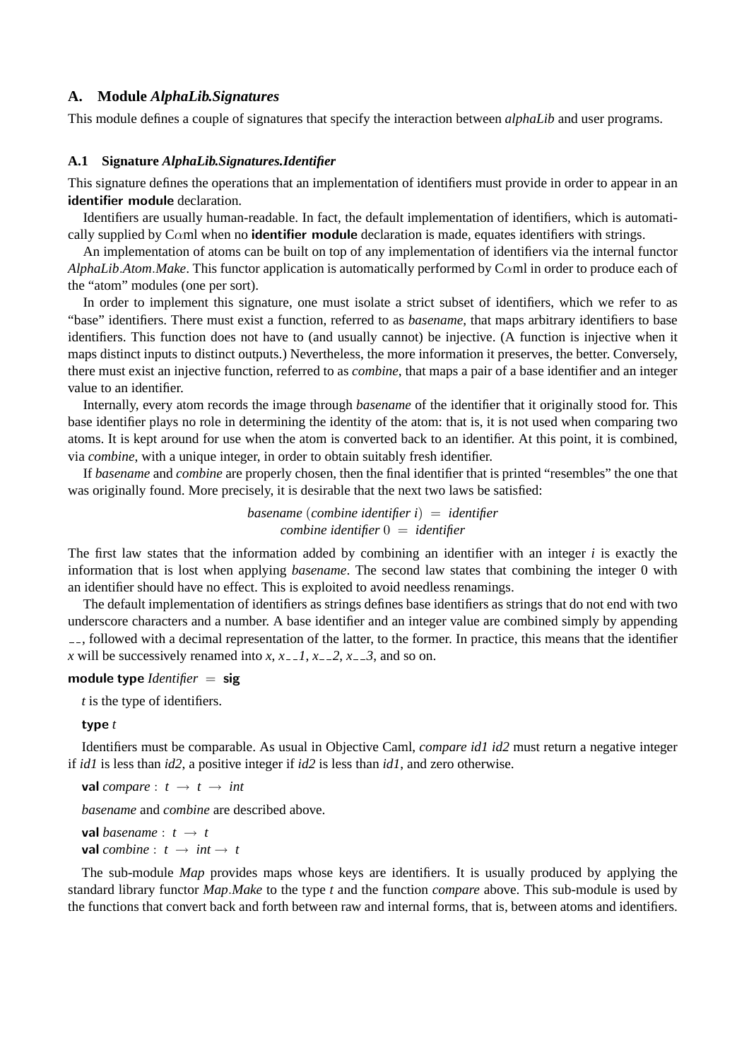## A. Module *AlphaLib.Signatures*

This module defines a couple of signatures that specify the interaction between *alphaLib* and user programs.

### A.1 Signature *AlphaLib.Signatures.Identifier*

This signature defines the operations that an implementation of identifiers must provide in order to appear in an **identifier module** declaration.

Identifiers are usually human-readable. In fact, the default implementation of identifiers, which is automatically supplied by C$\alpha$ml when no **identifier module** declaration is made, equates identifiers with strings.

An implementation of atoms can be built on top of any implementation of identifiers via the internal functor *AlphaLib.Atom.Make*. This functor application is automatically performed by C$\alpha$ml in order to produce each of the "atom" modules (one per sort).

In order to implement this signature, one must isolate a strict subset of identifiers, which we refer to as "base" identifiers. There must exist a function, referred to as *basename*, that maps arbitrary identifiers to base identifiers. This function does not have to (and usually cannot) be injective. (A function is injective when it maps distinct inputs to distinct outputs.) Nevertheless, the more information it preserves, the better. Conversely, there must exist an injective function, referred to as *combine*, that maps a pair of a base identifier and an integer value to an identifier.

Internally, every atom records the image through *basename* of the identifier that it originally stood for. This base identifier plays no role in determining the identity of the atom: that is, it is not used when comparing two atoms. It is kept around for use when the atom is converted back to an identifier. At this point, it is combined, via *combine*, with a unique integer, in order to obtain suitably fresh identifier.

If *basename* and *combine* are properly chosen, then the final identifier that is printed "resembles" the one that was originally found. More precisely, it is desirable that the next two laws be satisfied:

$$\textit{basename}\ (\textit{combine identifier}\ i)\ =\ \textit{identifier}$$
$$\textit{combine identifier}\ 0\ =\ \textit{identifier}$$

The first law states that the information added by combining an identifier with an integer $i$ is exactly the information that is lost when applying *basename*. The second law states that combining the integer 0 with an identifier should have no effect. This is exploited to avoid needless renamings.

The default implementation of identifiers as strings defines base identifiers as strings that do not end with two underscore characters and a number. A base identifier and an integer value are combined simply by appending __, followed with a decimal representation of the latter, to the former. In practice, this means that the identifier *x* will be successively renamed into *x*, *x__1*, *x__2*, *x__3*, and so on.

**module type** *Identifier* = **sig**

*t* is the type of identifiers.

**type** *t*

Identifiers must be comparable. As usual in Objective Caml, *compare id1 id2* must return a negative integer if *id1* is less than *id2*, a positive integer if *id2* is less than *id1*, and zero otherwise.

**val** *compare* : *t* → *t* → *int*

*basename* and *combine* are described above.

**val** *basename* : *t* → *t*
**val** *combine* : *t* → *int* → *t*

The sub-module *Map* provides maps whose keys are identifiers. It is usually produced by applying the standard library functor *Map.Make* to the type *t* and the function *compare* above. This sub-module is used by the functions that convert back and forth between raw and internal forms, that is, between atoms and identifiers.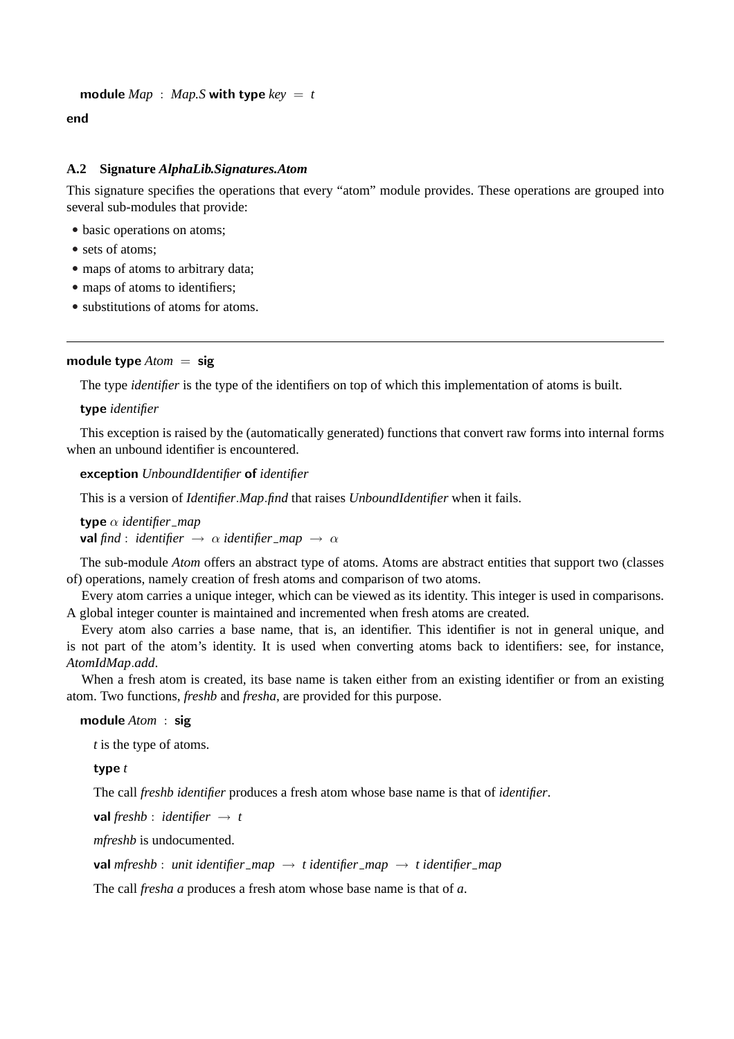**module** *Map* : *Map.S* **with type** *key* = *t*

**end**

### A.2 Signature *AlphaLib.Signatures.Atom*

This signature specifies the operations that every “atom” module provides. These operations are grouped into several sub-modules that provide:

- basic operations on atoms;
- sets of atoms;
- maps of atoms to arbitrary data;
- maps of atoms to identifiers;
- substitutions of atoms for atoms.

---

**module type** *Atom* = **sig**

The type *identifier* is the type of the identifiers on top of which this implementation of atoms is built.

**type** *identifier*

This exception is raised by the (automatically generated) functions that convert raw forms into internal forms when an unbound identifier is encountered.

**exception** *UnboundIdentifier* **of** *identifier*

This is a version of *Identifier.Map.find* that raises *UnboundIdentifier* when it fails.

**type** $\alpha$ *identifier_map*
**val** *find* : *identifier* $\rightarrow$ $\alpha$ *identifier_map* $\rightarrow$ $\alpha$

The sub-module *Atom* offers an abstract type of atoms. Atoms are abstract entities that support two (classes of) operations, namely creation of fresh atoms and comparison of two atoms.

Every atom carries a unique integer, which can be viewed as its identity. This integer is used in comparisons. A global integer counter is maintained and incremented when fresh atoms are created.

Every atom also carries a base name, that is, an identifier. This identifier is not in general unique, and is not part of the atom’s identity. It is used when converting atoms back to identifiers: see, for instance, *AtomIdMap.add*.

When a fresh atom is created, its base name is taken either from an existing identifier or from an existing atom. Two functions, *freshb* and *fresha*, are provided for this purpose.

**module** *Atom* : **sig**

*t* is the type of atoms.

**type** *t*

The call *freshb identifier* produces a fresh atom whose base name is that of *identifier*.

**val** *freshb* : *identifier* $\rightarrow$ *t*

*mfreshb* is undocumented.

**val** *mfreshb* : *unit identifier_map* $\rightarrow$ *t identifier_map* $\rightarrow$ *t identifier_map*

The call *fresha a* produces a fresh atom whose base name is that of *a*.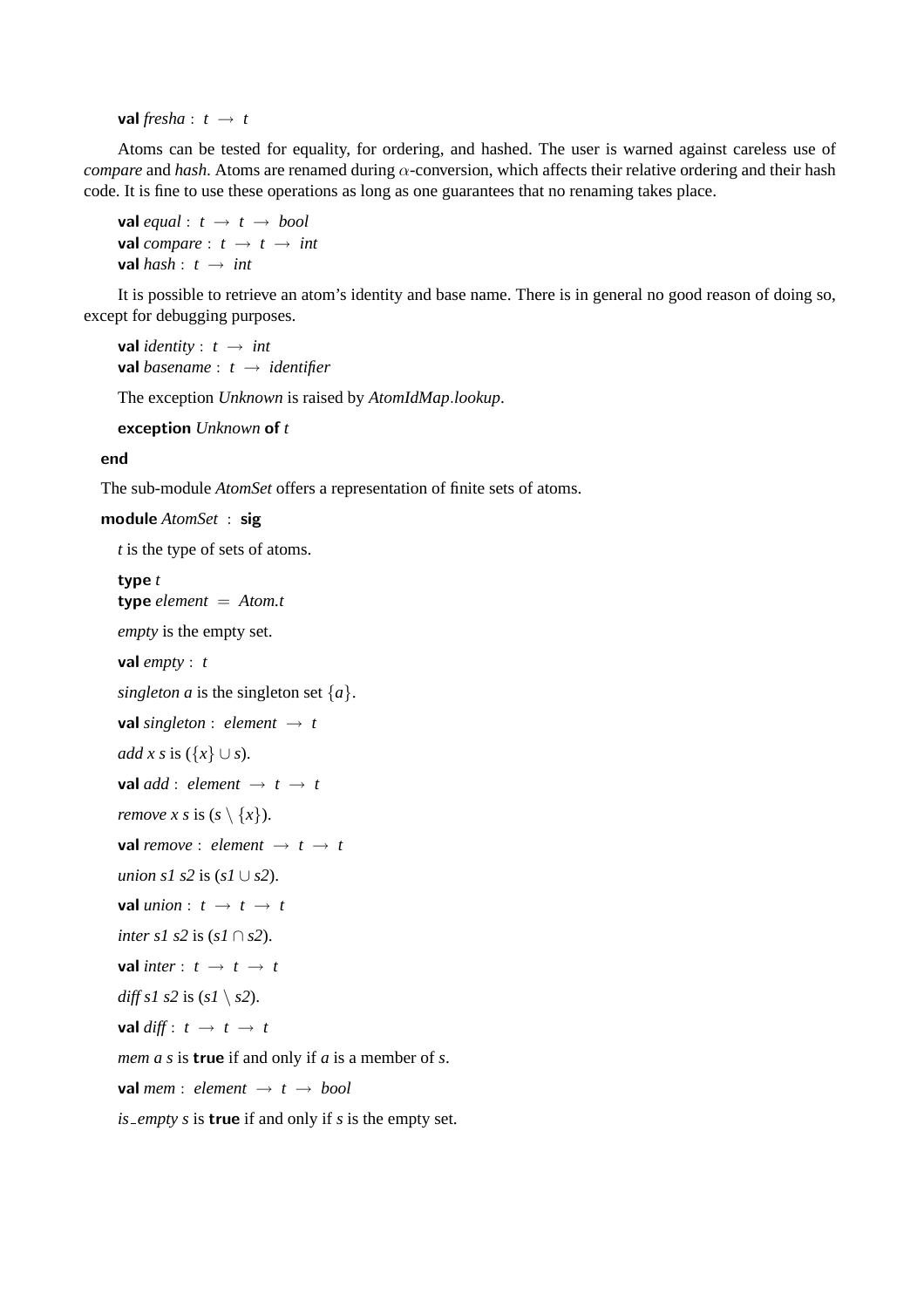**val** *fresha* : $t \rightarrow t$

Atoms can be tested for equality, for ordering, and hashed. The user is warned against careless use of *compare* and *hash*. Atoms are renamed during $\alpha$-conversion, which affects their relative ordering and their hash code. It is fine to use these operations as long as one guarantees that no renaming takes place.

**val** *equal* : $t \rightarrow t \rightarrow$ *bool*
**val** *compare* : $t \rightarrow t \rightarrow$ *int*
**val** *hash* : $t \rightarrow$ *int*

It is possible to retrieve an atom's identity and base name. There is in general no good reason of doing so, except for debugging purposes.

**val** *identity* : $t \rightarrow$ *int*
**val** *basename* : $t \rightarrow$ *identifier*

The exception *Unknown* is raised by *AtomIdMap.lookup*.

**exception** *Unknown* **of** *t*

**end**

The sub-module *AtomSet* offers a representation of finite sets of atoms.

**module** *AtomSet* : **sig**

*t* is the type of sets of atoms.

**type** *t*
**type** *element* = *Atom.t*

*empty* is the empty set.

**val** *empty* : *t*

*singleton a* is the singleton set $\{a\}$.

**val** *singleton* : *element* $\rightarrow t$

*add x s* is $(\{x\} \cup s)$.

**val** *add* : *element* $\rightarrow t \rightarrow t$

*remove x s* is $(s \setminus \{x\})$.

**val** *remove* : *element* $\rightarrow t \rightarrow t$

*union s1 s2* is $(s1 \cup s2)$.

**val** *union* : $t \rightarrow t \rightarrow t$

*inter s1 s2* is $(s1 \cap s2)$.

**val** *inter* : $t \rightarrow t \rightarrow t$

*diff s1 s2* is $(s1 \setminus s2)$.

**val** *diff* : $t \rightarrow t \rightarrow t$

*mem a s* is **true** if and only if *a* is a member of *s*.

**val** *mem* : *element* $\rightarrow t \rightarrow$ *bool*

*is_empty s* is **true** if and only if *s* is the empty set.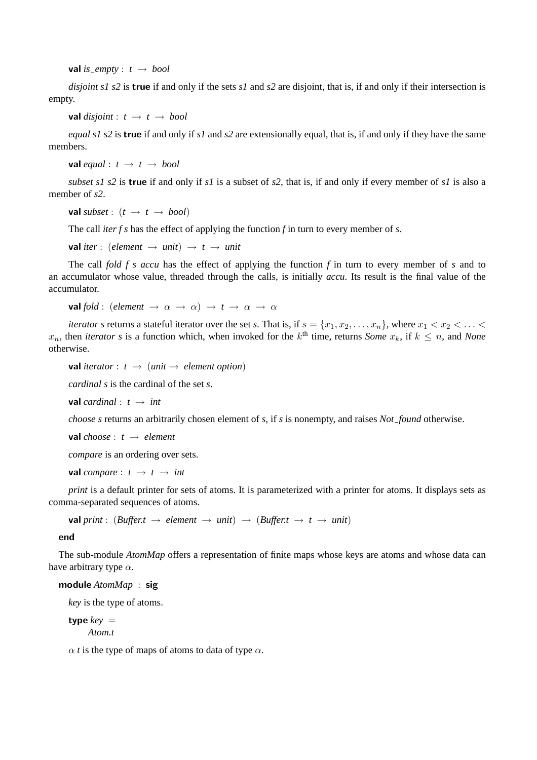**val** *is_empty* : $t \rightarrow bool$

*disjoint s1 s2* is **true** if and only if the sets *s1* and *s2* are disjoint, that is, if and only if their intersection is empty.

**val** *disjoint* : $t \rightarrow t \rightarrow bool$

*equal s1 s2* is **true** if and only if *s1* and *s2* are extensionally equal, that is, if and only if they have the same members.

**val** *equal* : $t \rightarrow t \rightarrow bool$

*subset s1 s2* is **true** if and only if *s1* is a subset of *s2*, that is, if and only if every member of *s1* is also a member of *s2*.

**val** *subset* : $(t \rightarrow t \rightarrow bool)$

The call *iter f s* has the effect of applying the function *f* in turn to every member of *s*.

**val** *iter* : $(element \rightarrow unit) \rightarrow t \rightarrow unit$

The call *fold f s accu* has the effect of applying the function *f* in turn to every member of *s* and to an accumulator whose value, threaded through the calls, is initially *accu*. Its result is the final value of the accumulator.

**val** *fold* : $(element \rightarrow \alpha \rightarrow \alpha) \rightarrow t \rightarrow \alpha \rightarrow \alpha$

*iterator s* returns a stateful iterator over the set *s*. That is, if $s = \{x_1, x_2, \ldots, x_n\}$, where $x_1 < x_2 < \ldots < x_n$, then *iterator s* is a function which, when invoked for the $k^{\text{th}}$ time, returns *Some* $x_k$, if $k \leq n$, and *None* otherwise.

**val** *iterator* : $t \rightarrow (unit \rightarrow element\ option)$

*cardinal s* is the cardinal of the set *s*.

**val** *cardinal* : $t \rightarrow int$

*choose s* returns an arbitrarily chosen element of *s*, if *s* is nonempty, and raises *Not_found* otherwise.

**val** *choose* : $t \rightarrow element$

*compare* is an ordering over sets.

**val** *compare* : $t \rightarrow t \rightarrow int$

*print* is a default printer for sets of atoms. It is parameterized with a printer for atoms. It displays sets as comma-separated sequences of atoms.

**val** *print* : $(Buffer.t \rightarrow element \rightarrow unit) \rightarrow (Buffer.t \rightarrow t \rightarrow unit)$

**end**

The sub-module *AtomMap* offers a representation of finite maps whose keys are atoms and whose data can have arbitrary type $\alpha$.

**module** *AtomMap* : **sig**

*key* is the type of atoms.

**type** *key* =
  *Atom.t*

$\alpha$ *t* is the type of maps of atoms to data of type $\alpha$.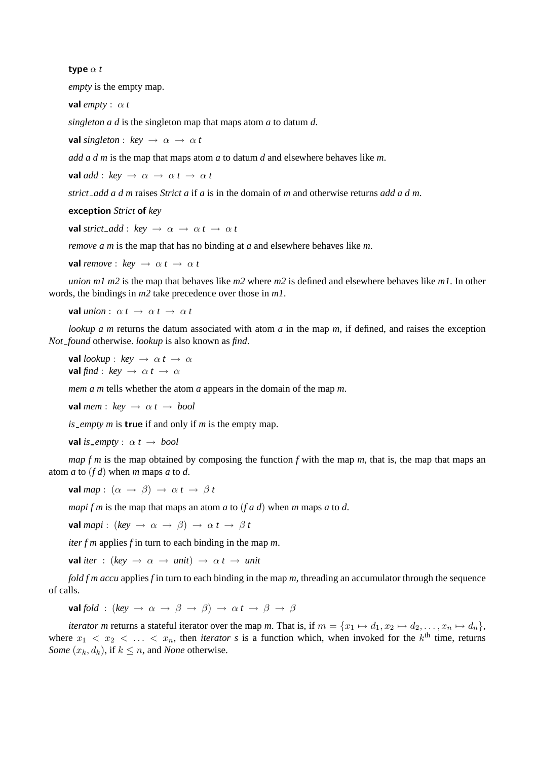**type** $\alpha$ *t*

*empty* is the empty map.

**val** *empty* : $\alpha$ *t*

*singleton a d* is the singleton map that maps atom *a* to datum *d*.

**val** *singleton* : *key* $\rightarrow$ $\alpha$ $\rightarrow$ $\alpha$ *t*

*add a d m* is the map that maps atom *a* to datum *d* and elsewhere behaves like *m*.

**val** *add* : *key* $\rightarrow$ $\alpha$ $\rightarrow$ $\alpha$ *t* $\rightarrow$ $\alpha$ *t*

*strict_add a d m* raises *Strict a* if *a* is in the domain of *m* and otherwise returns *add a d m*.

**exception** *Strict* **of** *key*

**val** *strict_add* : *key* $\rightarrow$ $\alpha$ $\rightarrow$ $\alpha$ *t* $\rightarrow$ $\alpha$ *t*

*remove a m* is the map that has no binding at *a* and elsewhere behaves like *m*.

**val** *remove* : *key* $\rightarrow$ $\alpha$ *t* $\rightarrow$ $\alpha$ *t*

*union m1 m2* is the map that behaves like *m2* where *m2* is defined and elsewhere behaves like *m1*. In other words, the bindings in *m2* take precedence over those in *m1*.

**val** *union* : $\alpha$ *t* $\rightarrow$ $\alpha$ *t* $\rightarrow$ $\alpha$ *t*

*lookup a m* returns the datum associated with atom *a* in the map *m*, if defined, and raises the exception *Not_found* otherwise. *lookup* is also known as *find*.

**val** *lookup* : *key* $\rightarrow$ $\alpha$ *t* $\rightarrow$ $\alpha$
**val** *find* : *key* $\rightarrow$ $\alpha$ *t* $\rightarrow$ $\alpha$

*mem a m* tells whether the atom *a* appears in the domain of the map *m*.

**val** *mem* : *key* $\rightarrow$ $\alpha$ *t* $\rightarrow$ *bool*

*is_empty m* is **true** if and only if *m* is the empty map.

**val** *is_empty* : $\alpha$ *t* $\rightarrow$ *bool*

*map f m* is the map obtained by composing the function *f* with the map *m*, that is, the map that maps an atom *a* to $(f\ d)$ when *m* maps *a* to *d*.

**val** *map* : $(\alpha \rightarrow \beta) \rightarrow \alpha$ *t* $\rightarrow \beta$ *t*

*mapi f m* is the map that maps an atom *a* to $(f\ a\ d)$ when *m* maps *a* to *d*.

**val** *mapi* : (*key* $\rightarrow \alpha \rightarrow \beta) \rightarrow \alpha$ *t* $\rightarrow \beta$ *t*

*iter f m* applies *f* in turn to each binding in the map *m*.

**val** *iter* : (*key* $\rightarrow \alpha \rightarrow$ *unit*) $\rightarrow \alpha$ *t* $\rightarrow$ *unit*

*fold f m accu* applies *f* in turn to each binding in the map *m*, threading an accumulator through the sequence of calls.

**val** *fold* : (*key* $\rightarrow \alpha \rightarrow \beta \rightarrow \beta) \rightarrow \alpha$ *t* $\rightarrow \beta \rightarrow \beta$

*iterator m* returns a stateful iterator over the map *m*. That is, if $m = \{x_1 \mapsto d_1, x_2 \mapsto d_2, \ldots, x_n \mapsto d_n\}$, where $x_1 < x_2 < \ldots < x_n$, then *iterator s* is a function which, when invoked for the $k^{\text{th}}$ time, returns *Some* $(x_k, d_k)$, if $k \leq n$, and *None* otherwise.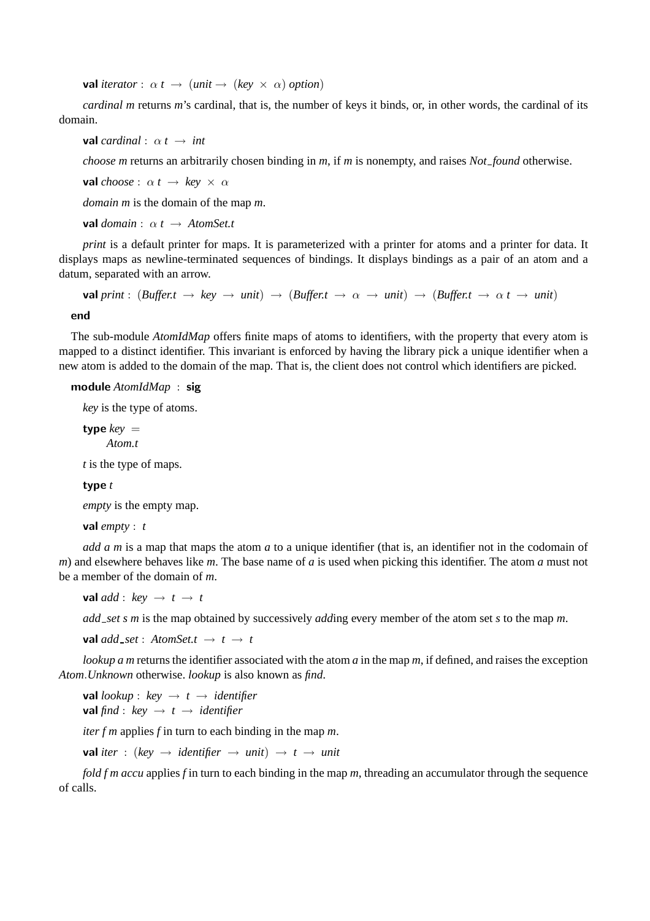**val** *iterator* : $\alpha$ *t* → (*unit* → (*key* × $\alpha$) *option*)

*cardinal m* returns *m*'s cardinal, that is, the number of keys it binds, or, in other words, the cardinal of its domain.

**val** *cardinal* : $\alpha$ *t* → *int*

*choose m* returns an arbitrarily chosen binding in *m*, if *m* is nonempty, and raises *Not_found* otherwise.

**val** *choose* : $\alpha$ *t* → *key* × $\alpha$

*domain m* is the domain of the map *m*.

**val** *domain* : $\alpha$ *t* → *AtomSet.t*

*print* is a default printer for maps. It is parameterized with a printer for atoms and a printer for data. It displays maps as newline-terminated sequences of bindings. It displays bindings as a pair of an atom and a datum, separated with an arrow.

**val** *print* : (*Buffer.t* → *key* → *unit*) → (*Buffer.t* → $\alpha$ → *unit*) → (*Buffer.t* → $\alpha$ *t* → *unit*)

**end**

The sub-module *AtomIdMap* offers finite maps of atoms to identifiers, with the property that every atom is mapped to a distinct identifier. This invariant is enforced by having the library pick a unique identifier when a new atom is added to the domain of the map. That is, the client does not control which identifiers are picked.

**module** *AtomIdMap* : **sig**

*key* is the type of atoms.

**type** *key* =
*Atom.t*

*t* is the type of maps.

**type** *t*

*empty* is the empty map.

**val** *empty* : *t*

*add a m* is a map that maps the atom *a* to a unique identifier (that is, an identifier not in the codomain of *m*) and elsewhere behaves like *m*. The base name of *a* is used when picking this identifier. The atom *a* must not be a member of the domain of *m*.

**val** *add* : *key* → *t* → *t*

*add_set s m* is the map obtained by successively *add*ing every member of the atom set *s* to the map *m*.

**val** *add_set* : *AtomSet.t* → *t* → *t*

*lookup a m* returns the identifier associated with the atom *a* in the map *m*, if defined, and raises the exception *Atom*.*Unknown* otherwise. *lookup* is also known as *find*.

**val** *lookup* : *key* → *t* → *identifier*
**val** *find* : *key* → *t* → *identifier*

*iter f m* applies *f* in turn to each binding in the map *m*.

**val** *iter* : (*key* → *identifier* → *unit*) → *t* → *unit*

*fold f m accu* applies *f* in turn to each binding in the map *m*, threading an accumulator through the sequence of calls.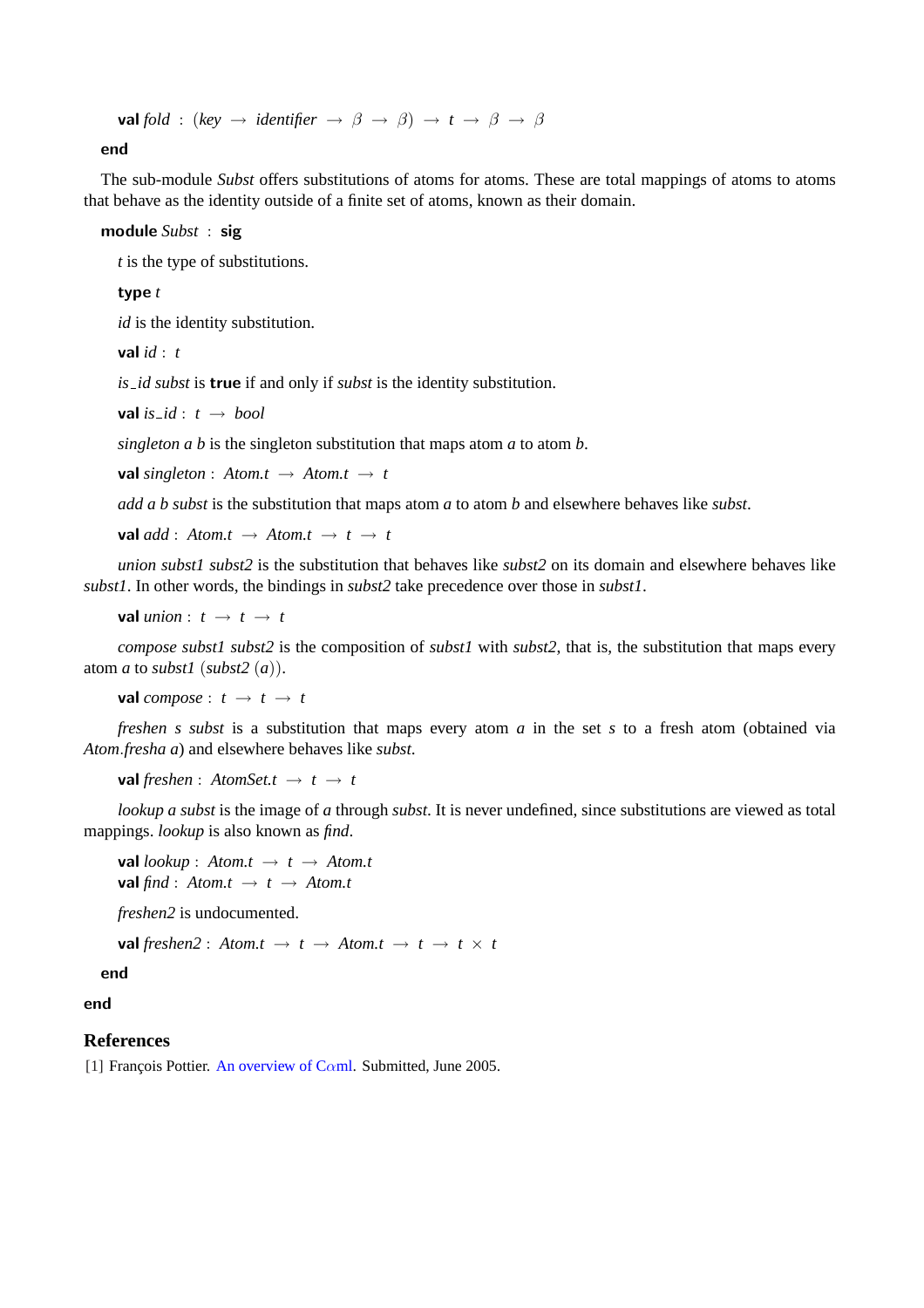**val** *fold* : (*key* → *identifier* → $\beta$ → $\beta$) → *t* → $\beta$ → $\beta$

**end**

The sub-module *Subst* offers substitutions of atoms for atoms. These are total mappings of atoms to atoms that behave as the identity outside of a finite set of atoms, known as their domain.

**module** *Subst* : **sig**

*t* is the type of substitutions.

**type** *t*

*id* is the identity substitution.

**val** *id* : *t*

*is_id subst* is **true** if and only if *subst* is the identity substitution.

**val** *is_id* : *t* → *bool*

*singleton a b* is the singleton substitution that maps atom *a* to atom *b*.

**val** *singleton* : *Atom.t* → *Atom.t* → *t*

*add a b subst* is the substitution that maps atom *a* to atom *b* and elsewhere behaves like *subst*.

**val** *add* : *Atom.t* → *Atom.t* → *t* → *t*

*union subst1 subst2* is the substitution that behaves like *subst2* on its domain and elsewhere behaves like *subst1*. In other words, the bindings in *subst2* take precedence over those in *subst1*.

**val** *union* : *t* → *t* → *t*

*compose subst1 subst2* is the composition of *subst1* with *subst2*, that is, the substitution that maps every atom *a* to *subst1* (*subst2* (*a*)).

**val** *compose* : *t* → *t* → *t*

*freshen s subst* is a substitution that maps every atom *a* in the set *s* to a fresh atom (obtained via *Atom.fresha a*) and elsewhere behaves like *subst*.

**val** *freshen* : *AtomSet.t* → *t* → *t*

*lookup a subst* is the image of *a* through *subst*. It is never undefined, since substitutions are viewed as total mappings. *lookup* is also known as *find*.

**val** *lookup* : *Atom.t* → *t* → *Atom.t*
**val** *find* : *Atom.t* → *t* → *Atom.t*

*freshen2* is undocumented.

**val** *freshen2* : *Atom.t* → *t* → *Atom.t* → *t* → *t* × *t*

**end**

**end**

## References

[1] François Pottier. An overview of Cαml. Submitted, June 2005.